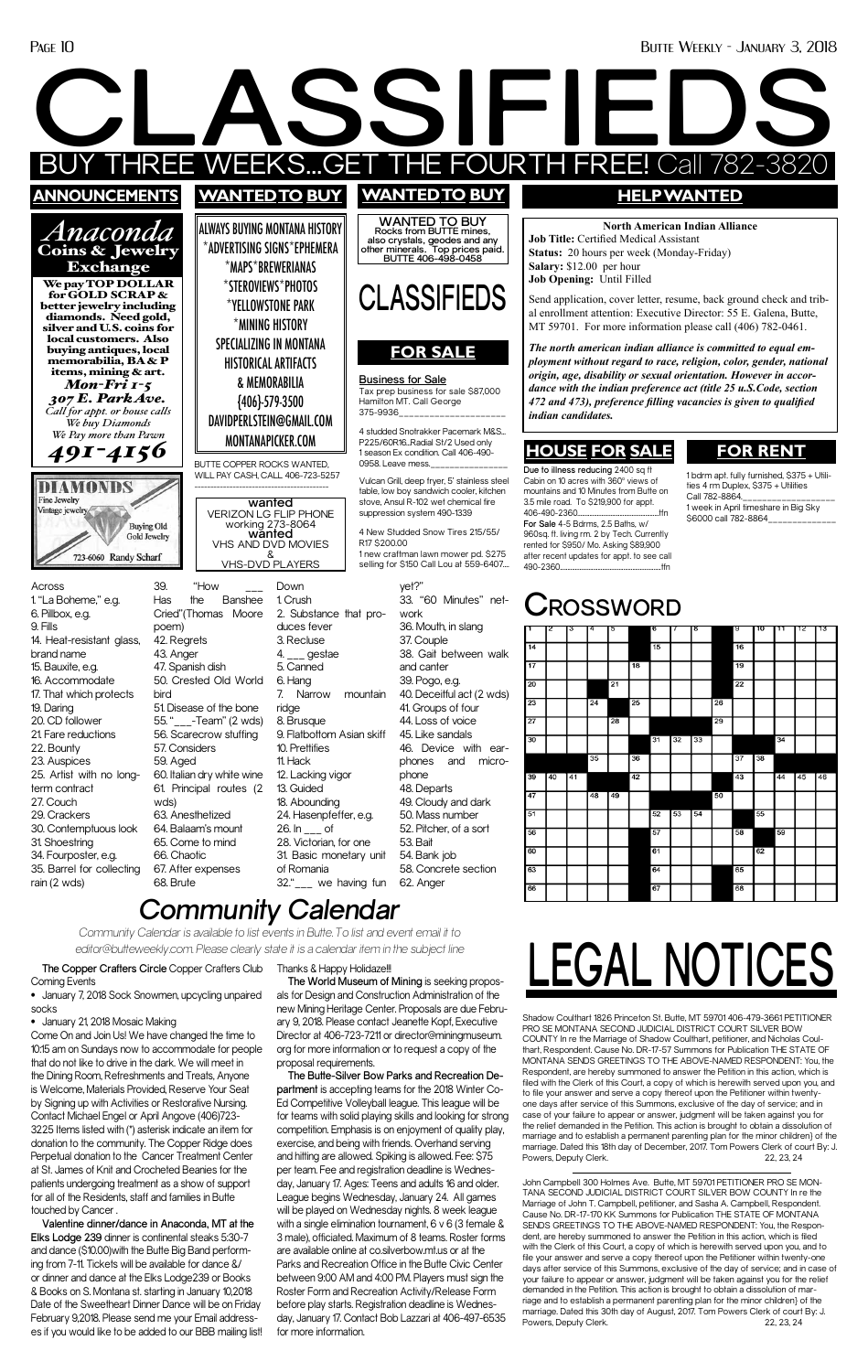# CLASSIFIEDS

## BUY THREE WEEKS...GET THE FOURTH FREE! Call 782-3820

## ANNOUNCEMENTS

**Anaconda Coins & Jewelry Exchange**

**We pay TOP DOLLAR for GOLD SCRAP & better jewelry including diamonds. Need gold, silver and U.S. coins for local customers. Also buying antiques, local memorabilia, BA & P items, mining & art.**

***Mon-Fri 1-5***
***307 E. Park Ave.***
*Call for appt. or house calls*
*We buy Diamonds*
*We Pay more than Pawn*
***491-4156***

**DIAMONDS**
Fine Jewelry
Vintage jewelry
Buying Old Gold Jewelry
723-6060 Randy Scharf

## WANTED TO BUY

ALWAYS BUYING MONTANA HISTORY
*ADVERTISING SIGNS*EPHEMERA
*MAPS*BREWERIANAS
*STEROVIEWS*PHOTOS
*YELLOWSTONE PARK
*MINING HISTORY
SPECIALIZING IN MONTANA HISTORICAL ARTIFACTS & MEMORABILIA
(406)-579-3500
DAVIDPERLSTEIN@GMAIL.COM
MONTANAPICKER.COM

BUTTE COPPER ROCKS WANTED, WILL PAY CASH, CALL 406-723-5257

**wanted**
VERIZON LG FLIP PHONE working 273-8064
**wanted**
VHS AND DVD MOVIES & VHS-DVD PLAYERS

## WANTED TO BUY

**WANTED TO BUY** Rocks from BUTTE mines, also crystals, geodes and any other minerals. Top prices paid. BUTTE 406-498-0458

# CLASSIFIEDS

## FOR SALE

**Business for Sale**
Tax prep business for sale $87,000 Hamilton MT. Call George 375-9936

4 studded Snotrakker Pacemark M&S... P225/60R16...Radial S1/2 Used only 1 season Ex condition. Call 406-490-0958. Leave mess.

Vulcan Grill, deep fryer, 5' stainless steel table, low boy sandwich cooler, kitchen stove, Ansul R-102 wet chemical fire suppression system 490-1339

4 New Studded Snow Tires 215/55/R17 $200.00

1 new craftman lawn mower pd. $275 selling for $150 Call Lou at 559-6407...

## HELP WANTED

**North American Indian Alliance**
**Job Title:** Certified Medical Assistant
**Status:** 20 hours per week (Monday-Friday)
**Salary:** $12.00 per hour
**Job Opening:** Until Filled

Send application, cover letter, resume, back ground check and tribal enrollment attention: Executive Director: 55 E. Galena, Butte, MT 59701. For more information please call (406) 782-0461.

***The north american indian alliance is committed to equal employment without regard to race, religion, color, gender, national origin, age, disability or sexual orientation. However in accordance with the indian preference act (title 25 u.S.Code, section 472 and 473), preference filling vacancies is given to qualified indian candidates.***

## HOUSE FOR SALE

**Due to illness reducing** 2400 sq ft Cabin on 10 acres with 360° views of mountains and 10 Minutes from Butte on 3.5 mile road. To $219,900 for appt. 406-490-2360...tfn

**For Sale** 4-5 Bdrms, 2.5 Baths, w/ 960sq. ft. living rm. 2 by Tech. Currently rented for $950/ Mo. Asking $89,900 after recent updates for appt. to see call 490-2360...tfn

## FOR RENT

1 bdrm apt. fully furnished, $375 + Utilities 4 rm Duplex, $375 + Utilities Call 782-8864

1 week in April timeshare in Big Sky $6000 call 782-8864

## Crossword

**Across**
1. "La Boheme," e.g.
6. Pillbox, e.g.
9. Fills
14. Heat-resistant glass, brand name
15. Bauxite, e.g.
16. Accommodate
17. That which protects
19. Daring
20. CD follower
21. Fare reductions
22. Bounty
23. Auspices
25. Artist with no long-term contract
27. Couch
29. Crackers
30. Contemptuous look
31. Shoestring
34. Fourposter, e.g.
35. Barrel for collecting rain (2 wds)
39. "How ___ Has the Banshee Cried"(Thomas Moore poem)
42. Regrets
43. Anger
47. Spanish dish
50. Crested Old World bird
51. Disease of the bone
55. "___-Team" (2 wds)
56. Scarecrow stuffing
57. Considers
59. Aged
60. Italian dry white wine
61. Principal routes (2 wds)
63. Anesthetized
64. Balaam's mount
65. Come to mind
66. Chaotic
67. After expenses
68. Brute

**Down**
1. Crush
2. Substance that produces fever
3. Recluse
4. ___ gestae
5. Canned
6. Hang
7. Narrow mountain ridge
8. Brusque
9. Flatbottom Asian skiff
10. Pretties
11. Hack
12. Lacking vigor
13. Guided
18. Abounding
24. Hasenpfeffer, e.g.
26. In ___ of
28. Victorian, for one
31. Basic monetary unit of Romania
32."___ we having fun yet?"
33. "60 Minutes" network
36. Mouth, in slang
37. Couple
38. Gait between walk and canter
39. Pogo, e.g.
40. Deceitful act (2 wds)
41. Groups of four
44. Loss of voice
45. Like sandals
46. Device with earphones and microphone
48. Departs
49. Cloudy and dark
50. Mass number
52. Pitcher, of a sort
53. Bait
54. Bank job
58. Concrete section
62. Anger

# Community Calendar

*Community Calendar is available to list events in Butte. To list and event email it to editor@butteweekly.com. Please clearly state it is a calendar item in the subject line*

**The Copper Crafters Circle** Copper Crafters Club Coming Events

- January 7, 2018 Sock Snowmen, upcycling unpaired socks
- January 21, 2018 Mosaic Making

Come On and Join Us! We have changed the time to 10:15 am on Sundays now to accommodate for people that do not like to drive in the dark. We will meet in the Dining Room, Refreshments and Treats, Anyone is Welcome, Materials Provided, Reserve Your Seat by Signing up with Activities or Restorative Nursing. Contact Michael Engel or April Angove (406)723-3225 Items listed with (*) asterisk indicate an item for donation to the community. The Copper Ridge does Perpetual donation to the Cancer Treatment Center at St. James of Knit and Crocheted Beanies for the patients undergoing treatment as a show of support for all of the Residents, staff and families in Butte touched by Cancer .

**Valentine dinner/dance in Anaconda, MT at the Elks Lodge 239** dinner is continental steaks 5:30-7 and dance ($10.00)with the Butte Big Band performing from 7-11. Tickets will be available for dance &/ or dinner and dance at the Elks Lodge239 or Books & Books on S. Montana st. starting in January 10,2018 Date of the Sweetheart Dinner Dance will be on Friday February 9,2018. Please send me your Email addresses if you would like to be added to our BBB mailing list! Thanks & Happy Holidaze!!!

**The World Museum of Mining** is seeking proposals for Design and Construction Administration of the new Mining Heritage Center. Proposals are due February 9, 2018. Please contact Jeanette Kopf, Executive Director at 406-723-7211 or director@miningmuseum.org for more information or to request a copy of the proposal requirements.

**The Butte-Silver Bow Parks and Recreation Department** is accepting teams for the 2018 Winter Co-Ed Competitive Volleyball league. This league will be for teams with solid playing skills and looking for strong competition. Emphasis is on enjoyment of quality play, exercise, and being with friends. Overhand serving and hitting are allowed. Spiking is allowed. Fee: $75 per team. Fee and registration deadline is Wednesday, January 17. Ages: Teens and adults 16 and older. League begins Wednesday, January 24. All games will be played on Wednesday nights. 8 week league with a single elimination tournament, 6 v 6 (3 female & 3 male), officiated. Maximum of 8 teams. Roster forms are available online at co.silverbow.mt.us or at the Parks and Recreation Office in the Butte Civic Center between 9:00 AM and 4:00 PM. Players must sign the Roster Form and Recreation Activity/Release Form before play starts. Registration deadline is Wednesday, January 17. Contact Bob Lazzari at 406-497-6535 for more information.

# LEGAL NOTICES

Shadow Coulthart 1826 Princeton St. Butte, MT 59701 406-479-3661 PETITIONER PRO SE MONTANA SECOND JUDICIAL DISTRICT COURT SILVER BOW COUNTY In re the Marriage of Shadow Coulthart, petitioner, and Nicholas Coulthart, Respondent. Cause No. DR-17-57 Summons for Publication THE STATE OF MONTANA SENDS GREETINGS TO THE ABOVE-NAMED RESPONDENT: You, the Respondent, are hereby summoned to answer the Petition in this action, which is filed with the Clerk of this Court, a copy of which is herewith served upon you, and to file your answer and serve a copy thereof upon the Petitioner within twenty-one days after service of this Summons, exclusive of the day of service; and in case of your failure to appear or answer, judgment will be taken against you for the relief demanded in the Petition. This action is brought to obtain a dissolution of marriage and to establish a permanent parenting plan for the minor children} of the marriage. Dated this 18th day of December, 2017. Tom Powers Clerk of court By: J. Powers, Deputy Clerk. 22, 23, 24

John Campbell 300 Holmes Ave. Butte, MT 59701 PETITIONER PRO SE MONTANA SECOND JUDICIAL DISTRICT COURT SILVER BOW COUNTY In re the Marriage of John T. Campbell, petitioner, and Sasha A. Campbell, Respondent. Cause No. DR-17-170 KK Summons for Publication THE STATE OF MONTANA SENDS GREETINGS TO THE ABOVE-NAMED RESPONDENT: You, the Respondent, are hereby summoned to answer the Petition in this action, which is filed with the Clerk of this Court, a copy of which is herewith served upon you, and to file your answer and serve a copy thereof upon the Petitioner within twenty-one days after service of this Summons, exclusive of the day of service; and in case of your failure to appear or answer, judgment will be taken against you for the relief demanded in the Petition. This action is brought to obtain a dissolution of marriage and to establish a permanent parenting plan for the minor children} of the marriage. Dated this 30th day of August, 2017. Tom Powers Clerk of court By: J. Powers, Deputy Clerk. 22, 23, 24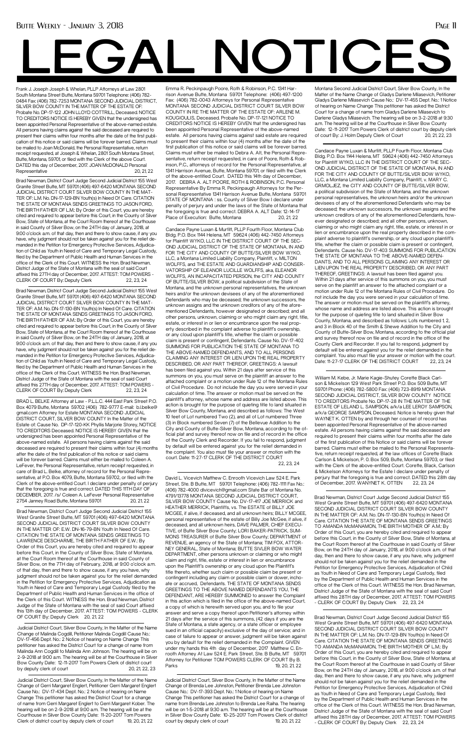# LEGAL NOTICES

Frank J. Joseph Joseph & Whelan, PLLP Attorneys at Law 2801 South Montana Street Butte, Montana 59701 Telephone: (406) 782-0484 Fax: (406) 782-7253 MONTANA SECOND JUDICIAL DISTRICT, SILVER BOW COUNTY IN THE MATTER OF THE ESTATE OF: Probate No. DP-17-122 JOHN LLOYD COTTRILL, Deceased. NOTICE TO CREDITORS NOTICE IS HEREBY GIVEN that the undersigned has been appointed Personal Representative of the above-named estate. All persons having claims against the said deceased are required to present their claims within four months after the date of the first publication of this notice or said claims will be forever barred. Claims must be mailed to Joan McDonald, the Personal Representative, return receipt requested, at Joseph & Whelan, 2801 South Montana Street, Butte, Montana, 59701, or filed with the Clerk of the above Court. DATED this day of December, 2017. JOAN McDONALD Personal Representative 20, 21, 22

Brad Newman, District Court Judge Second Judicial District 155 West Granite Street Butte, MT 59701 (406) 497-6420 MONTANA SECOND JUDICIAL DISTRICT COURT SILVER BOW COUNTY IN THE MATTER OF: L.M. No. DN-17-129-BN Youth(s) In Need Of Care. CITATION THE STATE OF MONTANA SENDS GREETINGS TO JASON FORD, THE BIRTH FATHER OF L.M.: By Order of this Court, you are hereby cited and required to appear before this Court, in the County of Silver Bow, State of Montana, at the Court Room thereof at the Courthouse in said County of Silver Bow, on the 24TH day of January, 2018, at 9:00 o'clock a.m. of that day, then and there to show cause, if any you have, why judgment should not be taken against you for the relief demanded in the Petition for Emergency Protective Services, Adjudication of Child as Youth in Need of Care and Temporary Legal Custody, filed by the Department of Public Health and Human Services in the office of the Clerk of this Court. WITNESS the Hon. Brad Newman, District Judge of the State of Montana with the seal of said Court affixed this 27TH day of December, 2017. ATTEST: TOM POWERS - CLERK OF COURT By: Deputy Clerk 22, 23, 24

Brad Newman, District Court Judge Second Judicial District 155 West Granite Street Butte, MT 59701 (406) 497-6420 MONTANA SECOND JUDICIAL DISTRICT COURT SILVER BOW COUNTY IN THE MATTER OF: A.M. No. DN-17-130-BN Youth(s) In Need Of Care. CITATION THE STATE OF MONTANA SENDS GREETINGS TO JASON FORD, THE BIRTH FATHER OF A.M.: By Order of this Court, you are hereby cited and required to appear before this Court, in the County of Silver Bow, State of Montana, at the Court Room thereof at the Courthouse in said County of Silver Bow, on the 24TH day of January, 2018, at 9:00 o'clock a.m. of that day, then and there to show cause, if any you have, why judgment should not be taken against you for the relief demanded in the Petition for Emergency Protective Services, Adjudication of Child as Youth in Need of Care and Temporary Legal Custody, filed by the Department of Public Health and Human Services in the office of the Clerk of this Court. WITNESS the Hon. Brad Newman, District Judge of the State of Montana with the seal of said Court affixed this 27TH day of December, 2017. ATTEST: TOM POWERS - CLERK OF COURT By: Deputy Clerk 22, 23, 24

BRAD L. BELKE Attorney at Law - P.L.L.C. 444 East Park Street P.O. Box 4079 Butte, Montana 59702 (406) 782-9777 E-mail: b.l.belke@gmail.com Attorney for Estate MONTANA SECOND JUDICIAL DISTRICT COURT, SILVER BOW COUNTY In the Matter of the Estate of: Cause No. DP-17-120-KK Phyllis Marjorie Storey, NOTICE TO CREDITORS Deceased. NOTICE IS HEREBY GIVEN that the undersigned has been appointed Personal Representative of the above-named estate. All persons having claims against the said deceased are required to present their claims within four (4) months after the date of the first publication of this notice or said claims will be forever barred. Claims must either be mailed to Coleen A. LeFever, the Personal Representative, return receipt requested, in care of Brad L. Belke, attorney of record for the Personal Representative, at P.O. Box 4079, Butte, Montana 59702, or filed with the Clerk of the above-entitled Court. I declare under penalty of perjury that the foregoing is true and correct. DATED THIS 11TH DAY OF DECEMBER, 2017. /s/ Coleen A. LeFever Personal Representative 2754 Janney Road Butte, Montana 59701 20, 21, 22

Brad Newman, District Court Judge Second Judicial District 155 West Granite Street Butte, MT 59701 (406) 497-6420 MONTANA SECOND JUDICIAL DISTRICT COURT SILVER BOW COUNTY IN THE MATTER OF: E.W. DN-16-79-BN Youth In Need Of Care. CITATION THE STATE OF MONTANA SENDS GREETINGS TO LAWRENCE DESCHARME, THE BIRTH FATHER OF E.W.: By Order of this Court, you are hereby cited and required to appear before this Court, in the County of Silver Bow, State of Montana, at the Court Room thereof at the Courthouse in said County of Silver Bow, on the 7TH day of February, 2018, at 9:00 o'clock a.m. of that day, then and there to show cause, if any you have, why judgment should not be taken against you for the relief demanded in the Petition for Emergency Protective Services, Adjudication as Youth in Need of Care and Temporary Legal Custody filed by the Department of Public Health and Human Services in the office of the Clerk of this Court. WITNESS the Hon. Brad Newman, District Judge of the State of Montana with the seal of said Court affixed this 13th day of December, 2017. ATTEST: TOM POWERS - CLERK OF COURT By: Deputy Clerk 20, 21, 22

Judicial District Court, Silver Bow County, In the Matter of the Name Change of Malinda Cogdill, Petitioner Malinda Cogdill Cause No.: DV-17-456 Dept. No.: 2 Notice of hearing on Name Change This petitioner has asked the District Court for a change of name from Malinda Ann Cogdill to Malinda Ann Johnson. The hearing will be on 2-9-2018 at 9:00 a.m. The hearing will be at the Courthouse in Silver Bow County Date: 12-11-2017 Tom Powers Clerk of district court by deputy clerk of court 20, 21, 22, 23

Judicial District Court, Silver Bow County, In the Matter of the Name Change of Gerri Margaret Englert, Petitioner Gerri Margaret Englert Cause No.: DV-17-434 Dept. No.: 2 Notice of hearing on Name Change This petitioner has asked the District Court for a change of name from Gerri Margaret Englert to Gerri Margaret Kober. The hearing will be on 2-9-2018 at 9:00 a.m. The hearing will be at the Courthouse in Silver Bow County Date: 11-20-2017 Tom Powers Clerk of district court by deputy clerk of court 19, 20, 21, 22

Emma R. Peckinpaugh Poore, Roth & Robinson, P.C. 1341 Harrison Avenue Butte, Montana 59701 Telephone: (406) 497-1200 Fax: (406) 782-0043 Attorneys for Personal Representative MONTANA SECOND JUDICIAL DISTRICT COURT SILVER BOW COUNTY IN RE THE MATTER OF THE ESTATE OF: ARLENE M. KOUGIOULIS, Deceased. Probate No. DP-17-121 NOTICE TO CREDITORS NOTICE IS HEREBY GIVEN that the undersigned has been appointed Personal Representative of the above-named estate. All persons having claims against said estate are required to present their claims within four (4) months after the date of the first publication of this notice or said claims will be forever barred. Claims must either be mailed to Debra A. Alt, the Personal Representative, return receipt requested, in care of Poore, Roth & Robinson, P.C., attorneys of record for the Personal Representative, at 1341 Harrison Avenue, Butte, Montana 59701, or filed with the Clerk of the above-entitled Court. DATED this 14th day of December, 2017. DEBRA A. ALT POORE, ROTH & ROBINSON, P.C. Personal Representative By Emma R. Peckinpaugh Attorneys for the Personal Representative 1341 Harrison Avenue, Butte, Montana 59701 STATE OF MONTANA : ss. County of Silver Bow I declare under penalty of perjury and under the laws of the State of Montana that the foregoing is true and correct. DEBRA A. ALT Date: 12-14-17 Place of Execution: Butte, Montana 20, 21, 22

Candace Payne Luxan & Murfitt, PLLP Fourth Floor, Montana Club Bldg. P.O. Box 1144 Helena, MT 59624 (406) 442-7450 Attorneys for Plaintiff WYKO, LLC IN THE DISTRICT COURT OF THE SECOND JUDICIAL DISTRICT OF THE STATE OF MONTANA, IN AND FOR THE CITY AND COUNTY OF BUTTE/SILVER BOW WYKO, LLC, a Montana Limited Liability Company, Plaintiff, v. MILTON WOLFFS, and THE ESTATE AND GUARDIANSHIP AND CONSERVATORSHIP OF ELEANOR LUCILLE WOLFFS, aka, ELEANOR WOLFFS, AN INCAPACITATED PERSON, the CITY AND COUNTY OF BUTTE/SILVER BOW, a political subdivision of the State of Montana, and the unknown personal representatives, the unknown heirs and/or the unknown devisees of any of the aforementioned Defendants who may be deceased; the unknown successors, the unknown assigns and the unknown creditors of any of the aforementioned Defendants, however designated or described; and all other persons, unknown, claiming or who might claim any right, title, estate, or interest in or lien or encumbrance upon the real property described in the complaint adverse to plaintiff's ownership, or any cloud upon plaintiff's title, whether the claim or possible claim is present or contingent, Defendants. Cause No. DV-17-402 SUMMONS FOR PUBLICATION THE STATE OF MONTANA TO THE ABOVE-NAMED DEFENDANTS, AND TO ALL PERSONS CLAIMING ANY INTEREST OR LIEN UPON THE REAL PROPERTY DESCRIBED, OR ANY PART THEREOF, GREETINGS: A lawsuit has been filed against you. Within 21 days after service of this summons on you, you must serve on the plaintiff an answer to the attached complaint or a motion under Rule 12 of the Montana Rules of Civil Procedure. Do not include the day you were served in your calculation of time. The answer or motion must be served on the plaintiff's attorney, whose name and address are listed above. This action is brought for the purpose of quieting title to land situated in Silver Bow County, Montana, and described as follows: The West 10 feet of Lot numbered Two (2), and all of Lot numbered Three (3) in Block numbered Seven (7) of the Bellevue Addition to the City and County of Butte-Silver Bow, Montana, according to the official plat and survey thereof now on file and of record in the office of the County Clerk and Recorder. If you fail to respond, judgment by default will be entered against you for the relief demanded in the complaint. You also must file your answer or motion with the court. Date: 11-27-17 CLERK OF THE DISTRICT COURT 22, 23, 24

David L. Vicevich Matthew C. Enrooth Vicevich Law 524 E. Park Street, Ste. B Butte, MT 59701 Telephone: (406) 782-1111 Fax No.: (406) 782-4000 dlvicevich@gmail.com State Bar of Montana No. 4791/13778 MONTANA SECOND JUDICIAL DISTRICT COURT, SILVER BOW COUNTY Cause No. DV-17-417 JOE MERRICK and HEATHER MERRICK, Plaintiffs, vs. The ESTATE of BILLY JOE MCGEE, if alive, if deceased, and all unknown heirs; BILLY MCGEE, personal representative of the estate of Billy Joe McGee, if alive, if deceased, and all unknown heirs, DAVE PALMER, CHIEF EXECUTIVE, of Butte Silver Bow County; LORI BAKER-PATRICK, SUMMONS TREASURER of Butte Silver Bow County; DEPARTMENT of REVENUE, an agency of the State of Montana; TIM FOX, ATTORNEY GENERAL, State of Montana; BUTTE SILVER BOW WATER DEPARTMENT, other persons unknown or claiming or who might claim and right, title, estate or interest in lien or encumbrance upon the Plaintiff's ownership or any cloud upon the Plaintiff's title thereto, whether such claim or possible claim be present or contingent including any claim or possible claim or dower, inchoate or accrued, Defendants. THE STATE OF MONTANA SENDS GREETINGS TO THE ABOVE NAMED DEFENDANTS YOU, THE DEFENDANT, ARE HEREBY SUMMONED to answer the Complaint in this action which is filed in the office of the above-named Court, a copy of which is herewith served upon you, and to file your answer and serve a copy thereof upon Petitioner's attorney within 21 days after the service of this summons, (42 days if you are the State of Montana, a state agency, or a state officer or employee sued in an official capacity) exclusive of the day of service; and in case of failure to appear or answer, judgment will be taken against you by default for the relief demanded in the Complaint. GIVEN under my hands this 4th day of December, 2017 Matthew C. Enrooth Attorney At Law 524 E. Park Street, Ste. B Butte, MT 59701 Attorney for Petitioner TOM POWERS CLERK OF COURT By B. Parks 19, 20, 21, 22

Judicial District Court, Silver Bow County, In the Matter of the Name Change of Brenda Lee Johnston, Petitioner Brenda Lee Johnston Cause No.: DV-17-393 Dept. No.: 1 Notice of hearing on Name Change This petitioner has asked the District Court for a change of name from Brenda Lee Johnston to Brenda Lee Raiha. The hearing will be on 1-5-2018 at 9:30 a.m. The hearing will be at the Courthouse in Silver Bow County Date: 10-25-2017 Tom Powers Clerk of district court by deputy clerk of court 19, 20, 21, 22

Montana Second Judicial District Court, Silver Bow County, In the Matter of the Name Change of Gladys Darlene Milasevich, Petitioner Gladys Darlene Milasevich Cause No.: DV-17-455 Dept. No.: 1 Notice of hearing on Name Change This petitioner has asked the District Court for a change of name from Gladys Darlene Milasevich to Darlene Gladys Milasevich. The hearing will be on 3-2-2018 at 9:30 a.m. The hearing will be at the Courthouse in Silver Bow County Date: 12-11-2017 Tom Powers Clerk of district court by deputy clerk of court By: J. Holm Deputy Clerk of Court 20, 21, 22, 23

Candace Payne Luxan & Murfitt, PLLP Fourth Floor, Montana Club Bldg. P.O. Box 1144 Helena, MT 59624 (406) 442-7450 Attorneys for Plaintiff WYKO, LLC IN THE DISTRICT COURT OF THE SECOND JUDICIAL DISTRICT OF THE STATE OF MONTANA, IN AND FOR THE CITY AND COUNTY OF BUTTE/SILVER BOW WYKO, LLC, a Montana Limited Liability Company, Plaintiff, v. MARY C. GRMOLJEZ, the CITY AND COUNTY OF BUTTE/SILVER BOW, a political subdivision of the State of Montana, and the unknown personal representatives, the unknown heirs and/or the unknown devisees of any of the aforementioned Defendants who may be deceased; the unknown successors, the unknown assigns and the unknown creditors of any of the aforementioned Defendants, however designated or described; and all other persons, unknown, claiming or who might claim any right, title, estate, or interest in or lien or encumbrance upon the real property described in the complaint adverse to plaintiff's ownership, or any cloud upon plaintiff's title, whether the claim or possible claim is present or contingent, Defendants. Cause No. DV-17-403 SUMMONS FOR PUBLICATION THE STATE OF MONTANA TO THE ABOVE-NAMED DEFENDANTS, AND TO ALL PERSONS CLAIMING ANY INTEREST OR LIEN UPON THE REAL PROPERTY DESCRIBED, OR ANY PART THEREOF, GREETINGS: A lawsuit has been filed against you. Within 21 days after service of this summons on you, you must serve on the plaintiff an answer to the attached complaint or a motion under Rule 12 of the Montana Rules of Civil Procedure. Do not include the day you were served in your calculation of time. The answer or motion must be served on the plaintiff's attorney, whose name and address are listed above. This action is brought for the purpose of quieting title to land situated in Silver Bow County, Montana, and described as follows: Lots numbered 1, 2, and 3 in Block 40 of the Smith & Shewe Addition to the City and County of Butte-Silver Bow, Montana, according to the official plat and survey thereof now on file and of record in the office of the County Clerk and Recorder. If you fail to respond, judgment by default will be entered against you for the relief demanded in the complaint. You also must file your answer or motion with the court. Date: 11-27-17 CLERK OF THE DISTRICT COURT 22, 23, 24

William M. Kebe, Jr. Marie Kagie-Shutey Corette Black Carlson & Mickelson 129 West Park Street P.O. Box 509 Butte, MT 59701 Phone: (406) 782-5800 Fax: (406) 723-8919 MONTANA SECOND JUDICIAL DISTRICT, SILVER BOW COUNTY NOTICE TO CREDITORS Probate No. DP-17-28 IN THE MATTER OF THE ESTATE OF LELAND L. SAMPSON, a/k/a LEE LEROY SAMPSON, a/k/a GEORGE SAMPSON, Deceased. Notice is hereby given that WAYNET K. OTTEN by and through her counsel of record has been appointed Personal Representative of the above-named estate. All persons having claims against the said deceased are required to present their claims within four months after the date of the first publication of this Notice or said claims will be forever barred. Claims must either be mailed to the Personal Representative, return receipt requested, at the law offices of Corette Black Carlson & Mickelson, P. O. Box 509, Butte, Montana 59703, or filed with the Clerk of the above-entitled Court. Corette, Black, Carlson & Mickelson Attorneys for the Estate I declare under penalty of perjury that the foregoing is true and correct. DATED this 28th day of December, 2017. WANYNET K. OTTEN 22, 23, 24

Brad Newman, District Court Judge Second Judicial District 155 West Granite Street Butte, MT 59701 (406) 497-6420 MONTANA SECOND JUDICIAL DISTRICT COURT SILVER BOW COUNTY IN THE MATTER OF: A.M. No. DN-17-130-BN Youth(s) In Need Of Care. CITATION THE STATE OF MONTANA SENDS GREETINGS TO AMANDA McMANAMON, THE BIRTH MOTHER OF A.M.: By Order of this Court, you are hereby cited and required to appear before this Court, in the County of Silver Bow, State of Montana, at the Court Room thereof at the Courthouse in said County of Silver Bow, on the 24TH day of January, 2018, at 9:00 o'clock a.m. of that day, then and there to show cause, if any you have, why judgment should not be taken against you for the relief demanded in the Petition for Emergency Protective Services, Adjudication of Child as Youth in Need of Care and Temporary Legal Custody, filed by the Department of Public Health and Human Services in the office of the Clerk of this Court. WITNESS the Hon. Brad Newman, District Judge of the State of Montana with the seal of said Court affixed this 28TH day of December, 2017. ATTEST: TOM POWERS - CLERK OF COURT By: Deputy Clerk 22, 23, 24

Brad Newman, District Court Judge Second Judicial District 155 West Granite Street Butte, MT 59701 (406) 497-6420 MONTANA SECOND JUDICIAL DISTRICT COURT SILVER BOW COUNTY IN THE MATTER OF: L.M. No. DN-17-129-BN Youth(s) In Need Of Care. CITATION THE STATE OF MONTANA SENDS GREETINGS TO AMANDA McMANAMON, THE BIRTH MOTHER OF L.M.: By Order of this Court, you are hereby cited and required to appear before this Court, in the County of Silver Bow, State of Montana, at the Court Room thereof at the Courthouse in said County of Silver Bow, on the 24TH day of January, 2018, at 9:00 o'clock a.m. of that day, then and there to show cause, if any you have, why judgment should not be taken against you for the relief demanded in the Petition for Emergency Protective Services, Adjudication of Child as Youth in Need of Care and Temporary Legal Custody, filed by the Department of Public Health and Human Services in the office of the Clerk of this Court. WITNESS the Hon. Brad Newman, District Judge of the State of Montana with the seal of said Court affixed this 28TH day of December, 2017. ATTEST: TOM POWERS - CLERK OF COURT By: Deputy Clerk 22, 23, 24